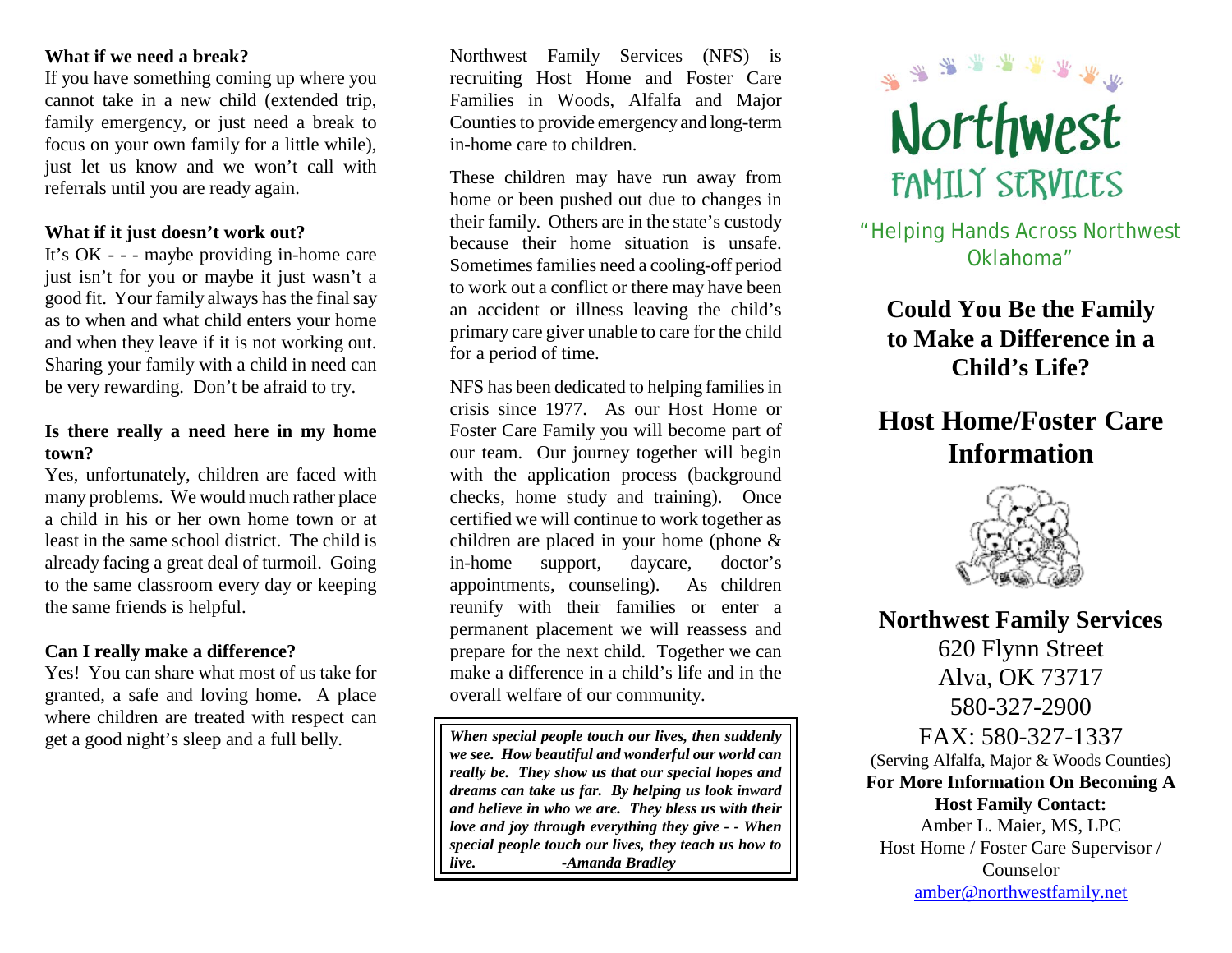**What if we need a break?**

If you have something coming up where you cannot take in a new child (extended trip, family emergency, or just need a break to focus on your own family for a little while), just let us know and we won't call with referrals until you are ready again.

**What if it just doesn't work out?**

It's OK - - - maybe providing in-home care just isn't for you or maybe it just wasn't a good fit. Your family always has the final say as to when and what child enters your home and when they leave if it is not working out. Sharing your family with a child in need can be very rewarding. Don't be afraid to try.

**Is there really a need here in my home town?**

Yes, unfortunately, children are faced with many problems. We would much rather place a child in his or her own home town or at least in the same school district. The child is already facing a great deal of turmoil. Going to the same classroom every day or keeping the same friends is helpful.

**Can I really make a difference?**

Yes! You can share what most of us take for granted, a safe and loving home. A place where children are treated with respect can get a good night's sleep and a full belly.

Northwest Family Services (NFS) is recruiting Host Home and Foster Care Families in Woods, Alfalfa and Major Counties to provide emergency and long-term in-home care to children.

These children may have run away from home or been pushed out due to changes in their family. Others are in the state's custody because their home situation is unsafe. Sometimes families need a cooling-off period to work out a conflict or there may have been an accident or illness leaving the child's primary care giver unable to care for the child for a period of time.

NFS has been dedicated to helping families in crisis since 1977. As our Host Home or Foster Care Family you will become part of our team. Our journey together will begin with the application process (background checks, home study and training). Once certified we will continue to work together as children are placed in your home (phone & in-home support, daycare, doctor's appointments, counseling). As children reunify with their families or enter a permanent placement we will reassess and prepare for the next child. Together we can make a difference in a child's life and in the overall welfare of our community.

> ***When special people touch our lives, then suddenly we see. How beautiful and wonderful our world can really be. They show us that our special hopes and dreams can take us far. By helping us look inward and believe in who we are. They bless us with their love and joy through everything they give - - When special people touch our lives, they teach us how to live. -Amanda Bradley***

# Northwest FAMILY SERVICES

"Helping Hands Across Northwest Oklahoma"

## Could You Be the Family to Make a Difference in a Child's Life?

# Host Home/Foster Care Information

**Northwest Family Services**
620 Flynn Street
Alva, OK 73717
580-327-2900
FAX: 580-327-1337
(Serving Alfalfa, Major & Woods Counties)

**For More Information On Becoming A Host Family Contact:**
Amber L. Maier, MS, LPC
Host Home / Foster Care Supervisor / Counselor
amber@northwestfamily.net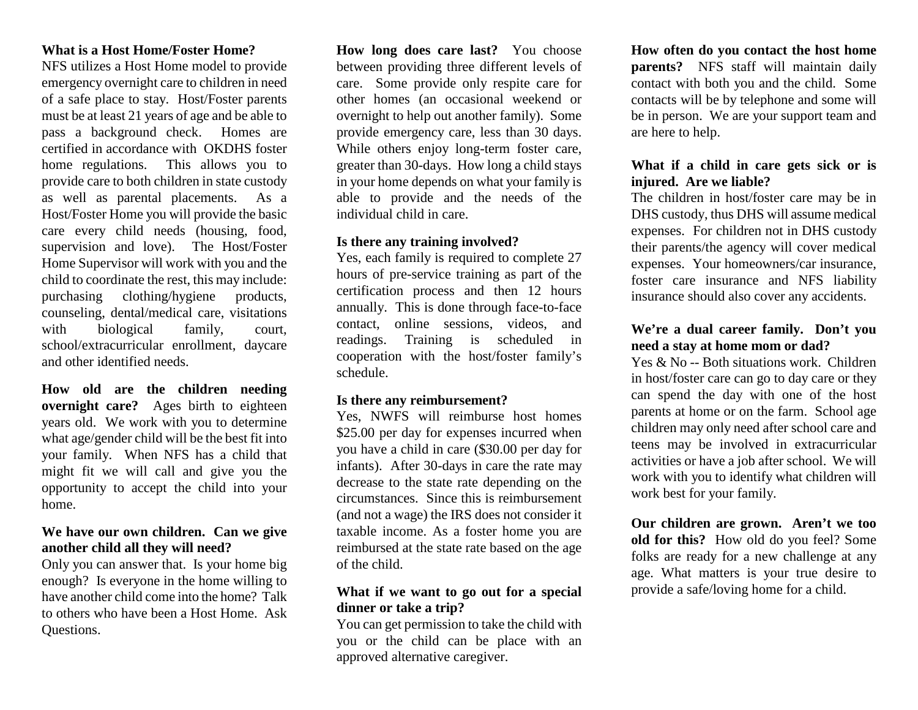**What is a Host Home/Foster Home?**

NFS utilizes a Host Home model to provide emergency overnight care to children in need of a safe place to stay. Host/Foster parents must be at least 21 years of age and be able to pass a background check. Homes are certified in accordance with OKDHS foster home regulations. This allows you to provide care to both children in state custody as well as parental placements. As a Host/Foster Home you will provide the basic care every child needs (housing, food, supervision and love). The Host/Foster Home Supervisor will work with you and the child to coordinate the rest, this may include: purchasing clothing/hygiene products, counseling, dental/medical care, visitations with biological family, court, school/extracurricular enrollment, daycare and other identified needs.

**How old are the children needing overnight care?** Ages birth to eighteen years old. We work with you to determine what age/gender child will be the best fit into your family. When NFS has a child that might fit we will call and give you the opportunity to accept the child into your home.

**We have our own children. Can we give another child all they will need?**

Only you can answer that. Is your home big enough? Is everyone in the home willing to have another child come into the home? Talk to others who have been a Host Home. Ask Questions.

**How long does care last?** You choose between providing three different levels of care. Some provide only respite care for other homes (an occasional weekend or overnight to help out another family). Some provide emergency care, less than 30 days. While others enjoy long-term foster care, greater than 30-days. How long a child stays in your home depends on what your family is able to provide and the needs of the individual child in care.

**Is there any training involved?**

Yes, each family is required to complete 27 hours of pre-service training as part of the certification process and then 12 hours annually. This is done through face-to-face contact, online sessions, videos, and readings. Training is scheduled in cooperation with the host/foster family's schedule.

**Is there any reimbursement?**

Yes, NWFS will reimburse host homes $25.00 per day for expenses incurred when you have a child in care ($30.00 per day for infants). After 30-days in care the rate may decrease to the state rate depending on the circumstances. Since this is reimbursement (and not a wage) the IRS does not consider it taxable income. As a foster home you are reimbursed at the state rate based on the age of the child.

**What if we want to go out for a special dinner or take a trip?**

You can get permission to take the child with you or the child can be place with an approved alternative caregiver.

**How often do you contact the host home parents?** NFS staff will maintain daily contact with both you and the child. Some contacts will be by telephone and some will be in person. We are your support team and are here to help.

**What if a child in care gets sick or is injured. Are we liable?**

The children in host/foster care may be in DHS custody, thus DHS will assume medical expenses. For children not in DHS custody their parents/the agency will cover medical expenses. Your homeowners/car insurance, foster care insurance and NFS liability insurance should also cover any accidents.

**We're a dual career family. Don't you need a stay at home mom or dad?**

Yes & No -- Both situations work. Children in host/foster care can go to day care or they can spend the day with one of the host parents at home or on the farm. School age children may only need after school care and teens may be involved in extracurricular activities or have a job after school. We will work with you to identify what children will work best for your family.

**Our children are grown. Aren't we too old for this?** How old do you feel? Some folks are ready for a new challenge at any age. What matters is your true desire to provide a safe/loving home for a child.